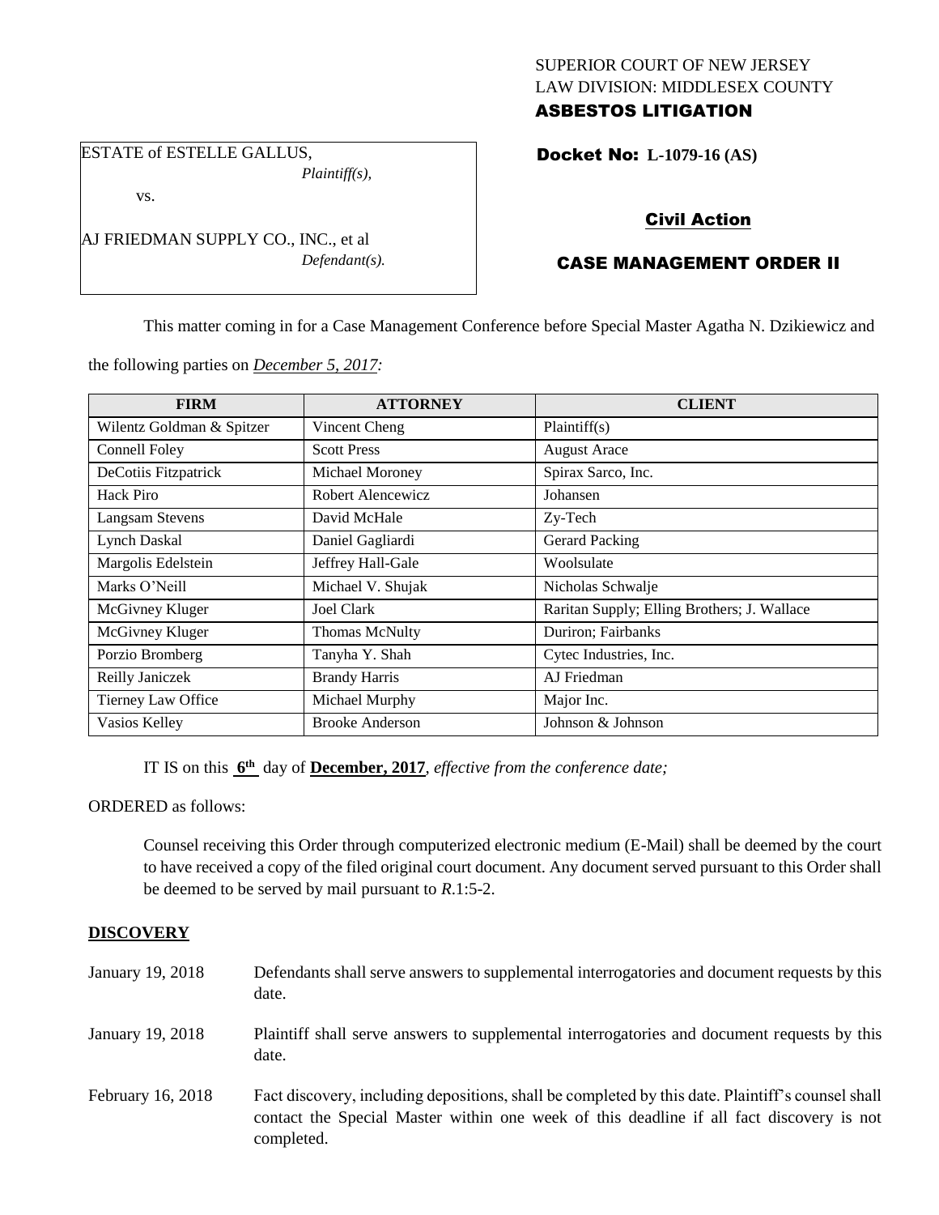SUPERIOR COURT OF NEW JERSEY
LAW DIVISION: MIDDLESEX COUNTY
**ASBESTOS LITIGATION**

ESTATE of ESTELLE GALLUS,
*Plaintiff(s),*

vs.

AJ FRIEDMAN SUPPLY CO., INC., et al
*Defendant(s).*

**Docket No: L-1079-16 (AS)**

**Civil Action**

**CASE MANAGEMENT ORDER II**

This matter coming in for a Case Management Conference before Special Master Agatha N. Dzikiewicz and the following parties on *December 5, 2017:*

| FIRM | ATTORNEY | CLIENT |
|---|---|---|
| Wilentz Goldman & Spitzer | Vincent Cheng | Plaintiff(s) |
| Connell Foley | Scott Press | August Arace |
| DeCotiis Fitzpatrick | Michael Moroney | Spirax Sarco, Inc. |
| Hack Piro | Robert Alencewicz | Johansen |
| Langsam Stevens | David McHale | Zy-Tech |
| Lynch Daskal | Daniel Gagliardi | Gerard Packing |
| Margolis Edelstein | Jeffrey Hall-Gale | Woolsulate |
| Marks O'Neill | Michael V. Shujak | Nicholas Schwalje |
| McGivney Kluger | Joel Clark | Raritan Supply; Elling Brothers; J. Wallace |
| McGivney Kluger | Thomas McNulty | Duriron; Fairbanks |
| Porzio Bromberg | Tanyha Y. Shah | Cytec Industries, Inc. |
| Reilly Janiczek | Brandy Harris | AJ Friedman |
| Tierney Law Office | Michael Murphy | Major Inc. |
| Vasios Kelley | Brooke Anderson | Johnson & Johnson |

IT IS on this **6th** day of **December, 2017**, *effective from the conference date;*

ORDERED as follows:

Counsel receiving this Order through computerized electronic medium (E-Mail) shall be deemed by the court to have received a copy of the filed original court document. Any document served pursuant to this Order shall be deemed to be served by mail pursuant to *R*.1:5-2.

## DISCOVERY

| | |
|---|---|
| January 19, 2018 | Defendants shall serve answers to supplemental interrogatories and document requests by this date. |
| January 19, 2018 | Plaintiff shall serve answers to supplemental interrogatories and document requests by this date. |
| February 16, 2018 | Fact discovery, including depositions, shall be completed by this date. Plaintiff's counsel shall contact the Special Master within one week of this deadline if all fact discovery is not completed. |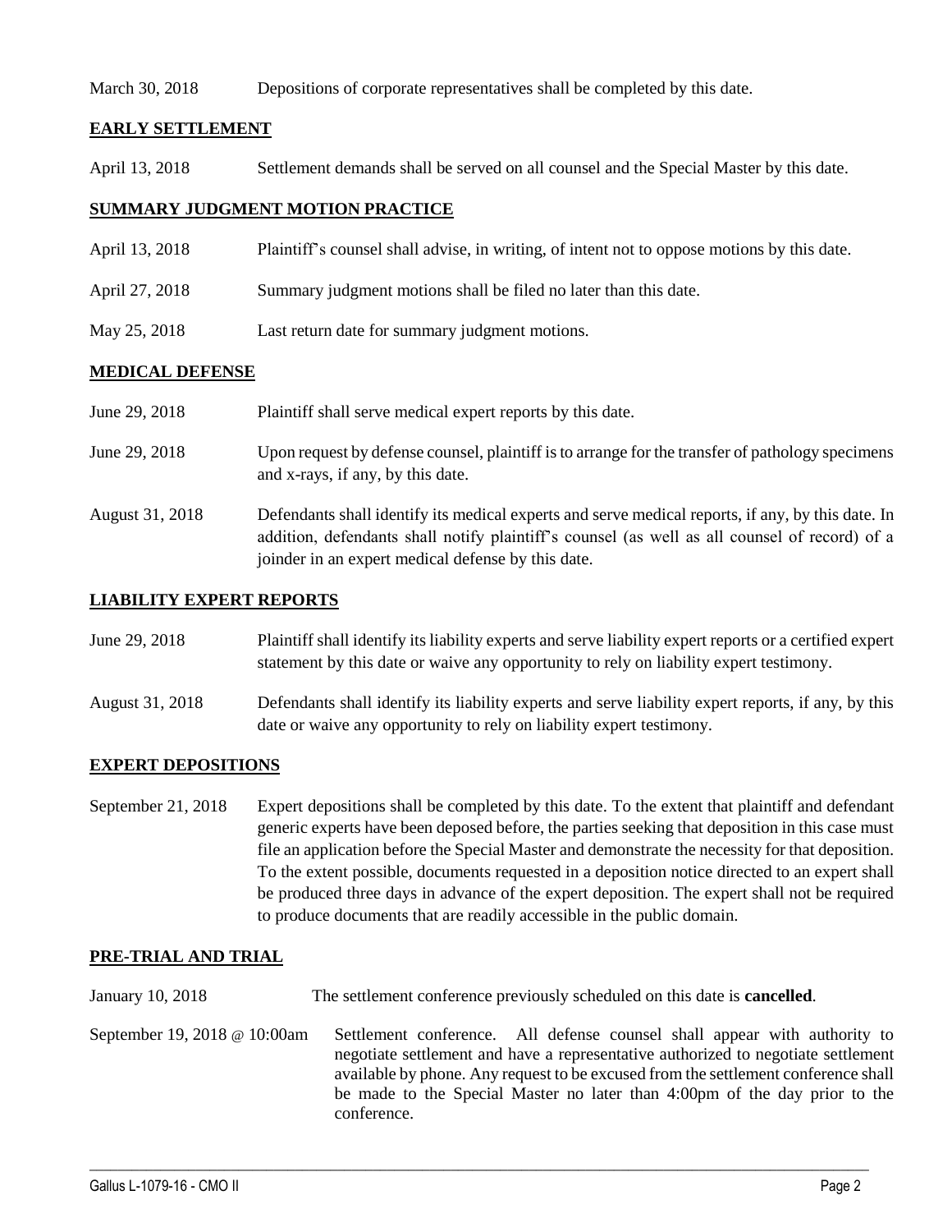March 30, 2018 Depositions of corporate representatives shall be completed by this date.

## EARLY SETTLEMENT

April 13, 2018 Settlement demands shall be served on all counsel and the Special Master by this date.

## SUMMARY JUDGMENT MOTION PRACTICE

April 13, 2018 Plaintiff's counsel shall advise, in writing, of intent not to oppose motions by this date.

April 27, 2018 Summary judgment motions shall be filed no later than this date.

May 25, 2018 Last return date for summary judgment motions.

## MEDICAL DEFENSE

June 29, 2018 Plaintiff shall serve medical expert reports by this date.

June 29, 2018 Upon request by defense counsel, plaintiff is to arrange for the transfer of pathology specimens and x-rays, if any, by this date.

August 31, 2018 Defendants shall identify its medical experts and serve medical reports, if any, by this date. In addition, defendants shall notify plaintiff's counsel (as well as all counsel of record) of a joinder in an expert medical defense by this date.

## LIABILITY EXPERT REPORTS

June 29, 2018 Plaintiff shall identify its liability experts and serve liability expert reports or a certified expert statement by this date or waive any opportunity to rely on liability expert testimony.

August 31, 2018 Defendants shall identify its liability experts and serve liability expert reports, if any, by this date or waive any opportunity to rely on liability expert testimony.

## EXPERT DEPOSITIONS

September 21, 2018 Expert depositions shall be completed by this date. To the extent that plaintiff and defendant generic experts have been deposed before, the parties seeking that deposition in this case must file an application before the Special Master and demonstrate the necessity for that deposition. To the extent possible, documents requested in a deposition notice directed to an expert shall be produced three days in advance of the expert deposition. The expert shall not be required to produce documents that are readily accessible in the public domain.

## PRE-TRIAL AND TRIAL

January 10, 2018 The settlement conference previously scheduled on this date is **cancelled**.

September 19, 2018 @ 10:00am Settlement conference. All defense counsel shall appear with authority to negotiate settlement and have a representative authorized to negotiate settlement available by phone. Any request to be excused from the settlement conference shall be made to the Special Master no later than 4:00pm of the day prior to the conference.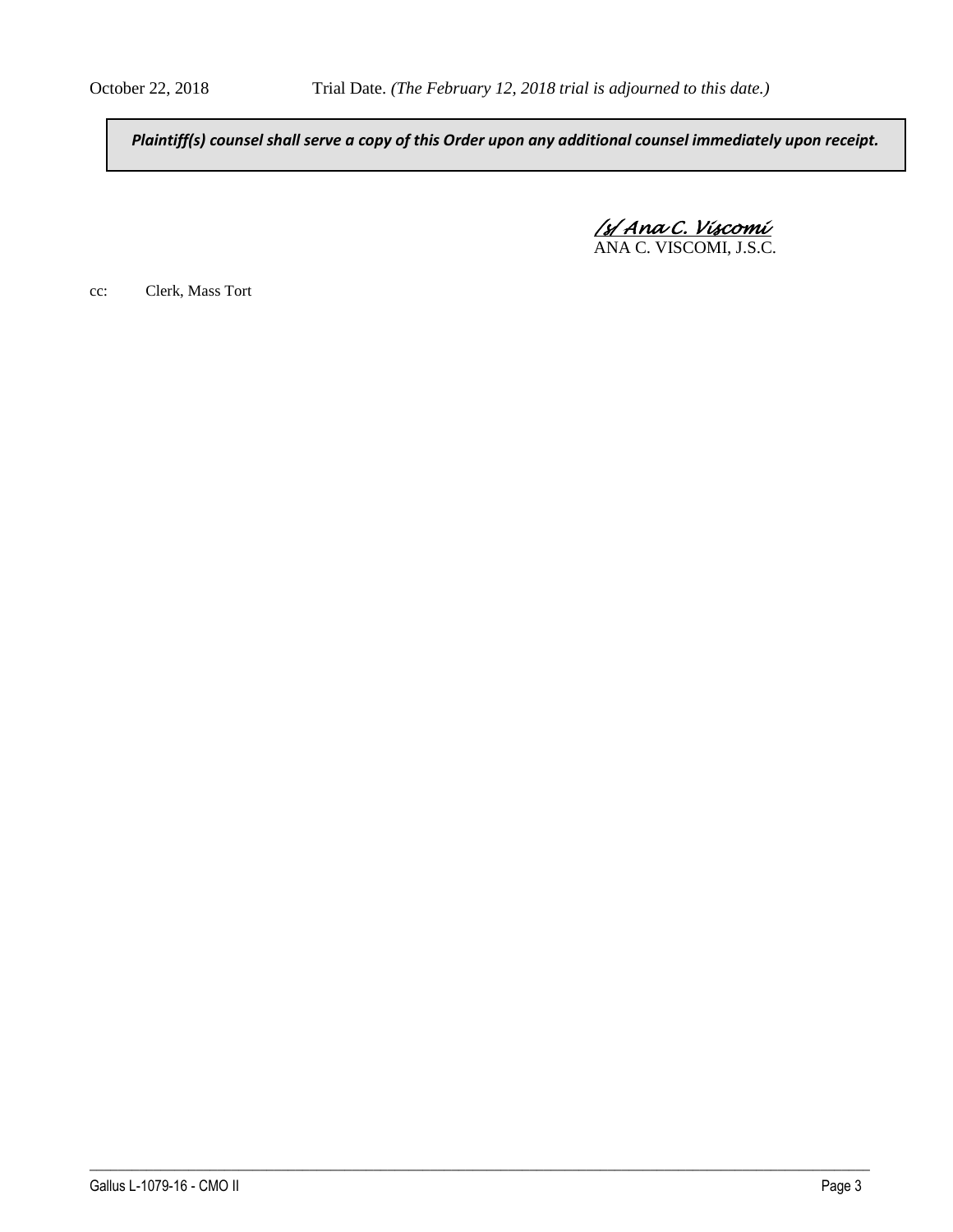October 22, 2018 Trial Date. *(The February 12, 2018 trial is adjourned to this date.)*

***Plaintiff(s) counsel shall serve a copy of this Order upon any additional counsel immediately upon receipt.***

*/s/ Ana C. Viscomi*
ANA C. VISCOMI, J.S.C.

cc: Clerk, Mass Tort